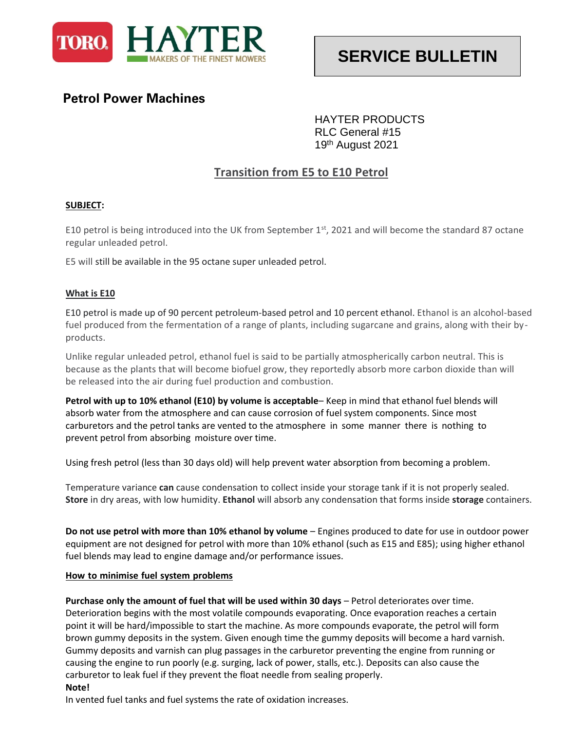TORO HAYTER MAKERS OF THE FINEST MOWERS

# SERVICE BULLETIN

## Petrol Power Machines

HAYTER PRODUCTS
RLC General #15
19th August 2021

## Transition from E5 to E10 Petrol

**SUBJECT:**

E10 petrol is being introduced into the UK from September 1st, 2021 and will become the standard 87 octane regular unleaded petrol.

E5 will still be available in the 95 octane super unleaded petrol.

**What is E10**

E10 petrol is made up of 90 percent petroleum-based petrol and 10 percent ethanol. Ethanol is an alcohol-based fuel produced from the fermentation of a range of plants, including sugarcane and grains, along with their by-products.

Unlike regular unleaded petrol, ethanol fuel is said to be partially atmospherically carbon neutral. This is because as the plants that will become biofuel grow, they reportedly absorb more carbon dioxide than will be released into the air during fuel production and combustion.

**Petrol with up to 10% ethanol (E10) by volume is acceptable**– Keep in mind that ethanol fuel blends will absorb water from the atmosphere and can cause corrosion of fuel system components. Since most carburetors and the petrol tanks are vented to the atmosphere in some manner there is nothing to prevent petrol from absorbing moisture over time.

Using fresh petrol (less than 30 days old) will help prevent water absorption from becoming a problem.

Temperature variance **can** cause condensation to collect inside your storage tank if it is not properly sealed. **Store** in dry areas, with low humidity. **Ethanol** will absorb any condensation that forms inside **storage** containers.

**Do not use petrol with more than 10% ethanol by volume** – Engines produced to date for use in outdoor power equipment are not designed for petrol with more than 10% ethanol (such as E15 and E85); using higher ethanol fuel blends may lead to engine damage and/or performance issues.

**How to minimise fuel system problems**

**Purchase only the amount of fuel that will be used within 30 days** – Petrol deteriorates over time. Deterioration begins with the most volatile compounds evaporating. Once evaporation reaches a certain point it will be hard/impossible to start the machine. As more compounds evaporate, the petrol will form brown gummy deposits in the system. Given enough time the gummy deposits will become a hard varnish. Gummy deposits and varnish can plug passages in the carburetor preventing the engine from running or causing the engine to run poorly (e.g. surging, lack of power, stalls, etc.). Deposits can also cause the carburetor to leak fuel if they prevent the float needle from sealing properly.

**Note!**

In vented fuel tanks and fuel systems the rate of oxidation increases.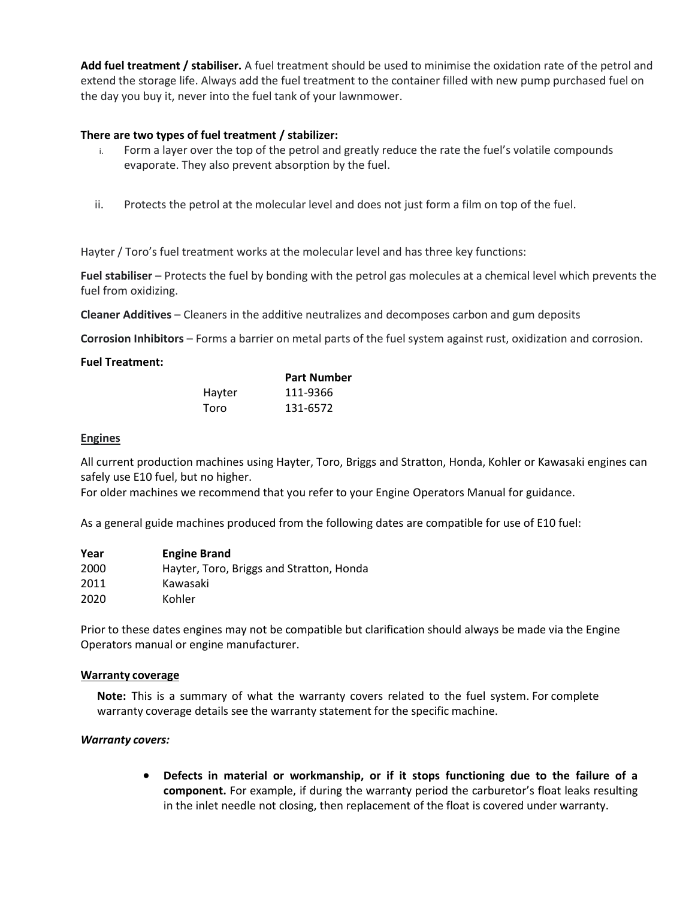**Add fuel treatment / stabiliser.** A fuel treatment should be used to minimise the oxidation rate of the petrol and extend the storage life. Always add the fuel treatment to the container filled with new pump purchased fuel on the day you buy it, never into the fuel tank of your lawnmower.

**There are two types of fuel treatment / stabilizer:**

i. Form a layer over the top of the petrol and greatly reduce the rate the fuel's volatile compounds evaporate. They also prevent absorption by the fuel.

ii. Protects the petrol at the molecular level and does not just form a film on top of the fuel.

Hayter / Toro's fuel treatment works at the molecular level and has three key functions:

**Fuel stabiliser** – Protects the fuel by bonding with the petrol gas molecules at a chemical level which prevents the fuel from oxidizing.

**Cleaner Additives** – Cleaners in the additive neutralizes and decomposes carbon and gum deposits

**Corrosion Inhibitors** – Forms a barrier on metal parts of the fuel system against rust, oxidization and corrosion.

**Fuel Treatment:**

| | **Part Number** |
|---|---|
| Hayter | 111-9366 |
| Toro | 131-6572 |

## Engines

All current production machines using Hayter, Toro, Briggs and Stratton, Honda, Kohler or Kawasaki engines can safely use E10 fuel, but no higher.
For older machines we recommend that you refer to your Engine Operators Manual for guidance.

As a general guide machines produced from the following dates are compatible for use of E10 fuel:

| **Year** | **Engine Brand** |
|---|---|
| 2000 | Hayter, Toro, Briggs and Stratton, Honda |
| 2011 | Kawasaki |
| 2020 | Kohler |

Prior to these dates engines may not be compatible but clarification should always be made via the Engine Operators manual or engine manufacturer.

## Warranty coverage

**Note:** This is a summary of what the warranty covers related to the fuel system. For complete warranty coverage details see the warranty statement for the specific machine.

***Warranty covers:***

- **Defects in material or workmanship, or if it stops functioning due to the failure of a component.** For example, if during the warranty period the carburetor's float leaks resulting in the inlet needle not closing, then replacement of the float is covered under warranty.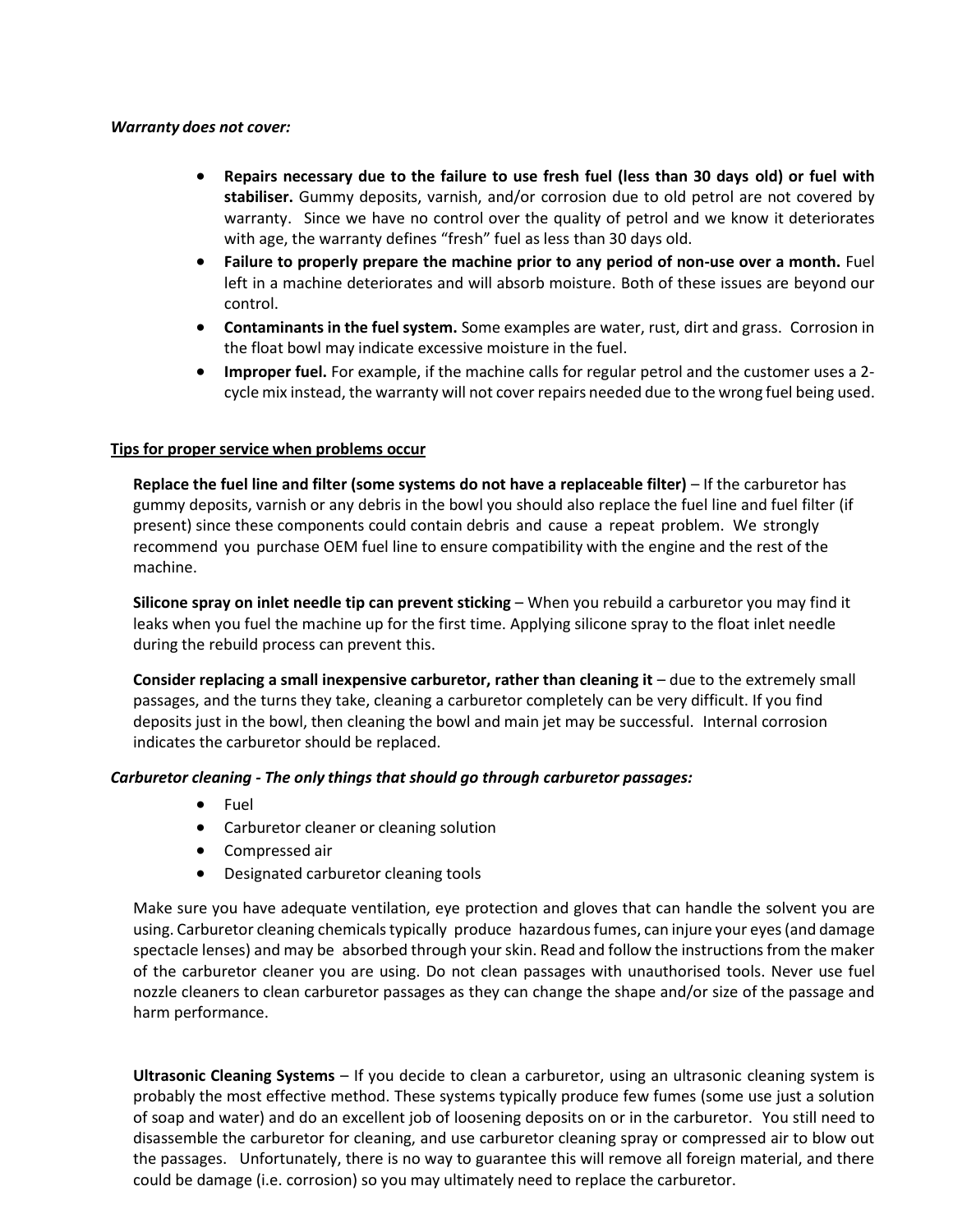***Warranty does not cover:***

- **Repairs necessary due to the failure to use fresh fuel (less than 30 days old) or fuel with stabiliser.** Gummy deposits, varnish, and/or corrosion due to old petrol are not covered by warranty. Since we have no control over the quality of petrol and we know it deteriorates with age, the warranty defines "fresh" fuel as less than 30 days old.
- **Failure to properly prepare the machine prior to any period of non-use over a month.** Fuel left in a machine deteriorates and will absorb moisture. Both of these issues are beyond our control.
- **Contaminants in the fuel system.** Some examples are water, rust, dirt and grass. Corrosion in the float bowl may indicate excessive moisture in the fuel.
- **Improper fuel.** For example, if the machine calls for regular petrol and the customer uses a 2-cycle mix instead, the warranty will not cover repairs needed due to the wrong fuel being used.

**<u>Tips for proper service when problems occur</u>**

**Replace the fuel line and filter (some systems do not have a replaceable filter)** – If the carburetor has gummy deposits, varnish or any debris in the bowl you should also replace the fuel line and fuel filter (if present) since these components could contain debris and cause a repeat problem. We strongly recommend you purchase OEM fuel line to ensure compatibility with the engine and the rest of the machine.

**Silicone spray on inlet needle tip can prevent sticking** – When you rebuild a carburetor you may find it leaks when you fuel the machine up for the first time. Applying silicone spray to the float inlet needle during the rebuild process can prevent this.

**Consider replacing a small inexpensive carburetor, rather than cleaning it** – due to the extremely small passages, and the turns they take, cleaning a carburetor completely can be very difficult. If you find deposits just in the bowl, then cleaning the bowl and main jet may be successful. Internal corrosion indicates the carburetor should be replaced.

***Carburetor cleaning - The only things that should go through carburetor passages:***

- Fuel
- Carburetor cleaner or cleaning solution
- Compressed air
- Designated carburetor cleaning tools

Make sure you have adequate ventilation, eye protection and gloves that can handle the solvent you are using. Carburetor cleaning chemicals typically produce hazardous fumes, can injure your eyes (and damage spectacle lenses) and may be absorbed through your skin. Read and follow the instructions from the maker of the carburetor cleaner you are using. Do not clean passages with unauthorised tools. Never use fuel nozzle cleaners to clean carburetor passages as they can change the shape and/or size of the passage and harm performance.

**Ultrasonic Cleaning Systems** – If you decide to clean a carburetor, using an ultrasonic cleaning system is probably the most effective method. These systems typically produce few fumes (some use just a solution of soap and water) and do an excellent job of loosening deposits on or in the carburetor. You still need to disassemble the carburetor for cleaning, and use carburetor cleaning spray or compressed air to blow out the passages. Unfortunately, there is no way to guarantee this will remove all foreign material, and there could be damage (i.e. corrosion) so you may ultimately need to replace the carburetor.